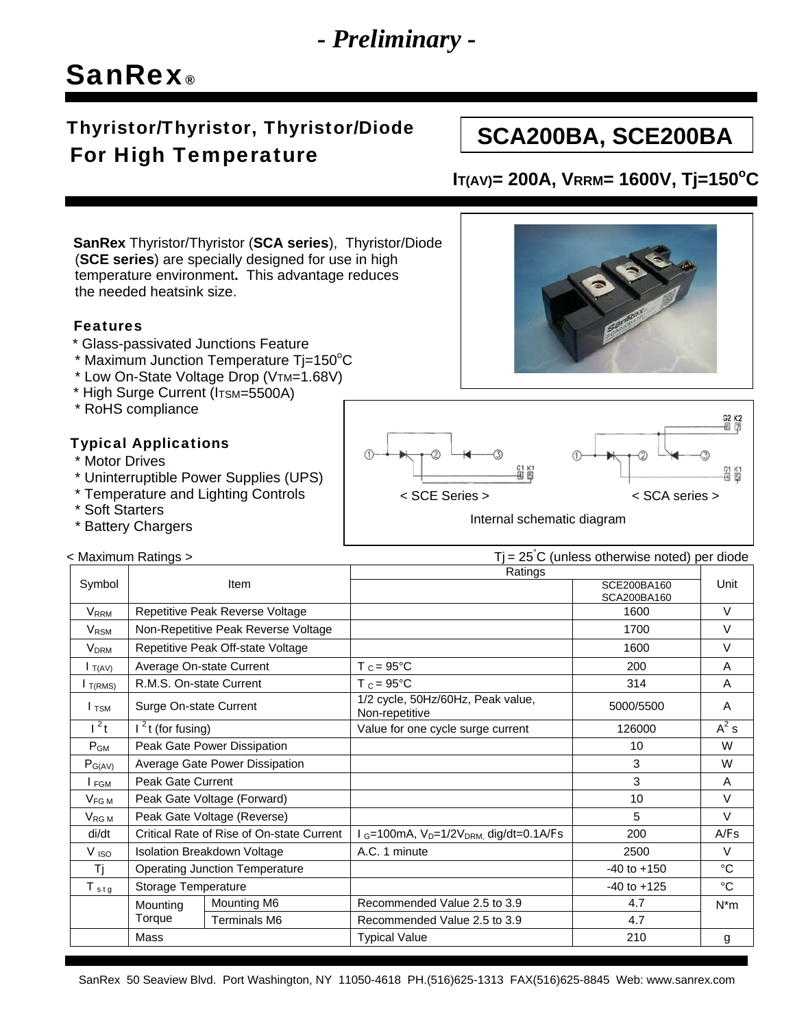*- Preliminary -*

**SanRex®**

# Thyristor/Thyristor, Thyristor/Diode For High Temperature

## SCA200BA, SCE200BA

**$I_{T(AV)}$= 200A, $V_{RRM}$= 1600V, Tj=150°C**

**SanRex** Thyristor/Thyristor (**SCA series**), Thyristor/Diode (**SCE series**) are specially designed for use in high temperature environment**.** This advantage reduces the needed heatsink size.

### Features

* Glass-passivated Junctions Feature
* Maximum Junction Temperature Tj=150°C
* Low On-State Voltage Drop ($V_{TM}$=1.68V)
* High Surge Current ($I_{TSM}$=5500A)
* RoHS compliance

### Typical Applications

* Motor Drives
* Uninterruptible Power Supplies (UPS)
* Temperature and Lighting Controls
* Soft Starters
* Battery Chargers

< SCE Series > < SCA series >

Internal schematic diagram

< Maximum Ratings > Tj = 25°C (unless otherwise noted) per diode

| Symbol | Item | | Ratings | | Unit |
|---|---|---|---|---|---|
| | | | | SCE200BA160 SCA200BA160 | |
| $V_{RRM}$ | Repetitive Peak Reverse Voltage | | | 1600 | V |
| $V_{RSM}$ | Non-Repetitive Peak Reverse Voltage | | | 1700 | V |
| $V_{DRM}$ | Repetitive Peak Off-state Voltage | | | 1600 | V |
| $I_{T(AV)}$ | Average On-state Current | | $T_C$ = 95°C | 200 | A |
| $I_{T(RMS)}$ | R.M.S. On-state Current | | $T_C$ = 95°C | 314 | A |
| $I_{TSM}$ | Surge On-state Current | | 1/2 cycle, 50Hz/60Hz, Peak value, Non-repetitive | 5000/5500 | A |
| $I^2t$ | $I^2t$ (for fusing) | | Value for one cycle surge current | 126000 | $A^2s$ |
| $P_{GM}$ | Peak Gate Power Dissipation | | | 10 | W |
| $P_{G(AV)}$ | Average Gate Power Dissipation | | | 3 | W |
| $I_{FGM}$ | Peak Gate Current | | | 3 | A |
| $V_{FGM}$ | Peak Gate Voltage (Forward) | | | 10 | V |
| $V_{RGM}$ | Peak Gate Voltage (Reverse) | | | 5 | V |
| di/dt | Critical Rate of Rise of On-state Current | | $I_G$=100mA, $V_D$=1/2$V_{DRM}$, dig/dt=0.1A/Fs | 200 | A/Fs |
| $V_{ISO}$ | Isolation Breakdown Voltage | | A.C. 1 minute | 2500 | V |
| Tj | Operating Junction Temperature | | | -40 to +150 | °C |
| $T_{stg}$ | Storage Temperature | | | -40 to +125 | °C |
| | Mounting Torque | Mounting M6 | Recommended Value 2.5 to 3.9 | 4.7 | N*m |
| | | Terminals M6 | Recommended Value 2.5 to 3.9 | 4.7 | |
| | Mass | | Typical Value | 210 | g |

SanRex 50 Seaview Blvd. Port Washington, NY 11050-4618 PH.(516)625-1313 FAX(516)625-8845 Web: www.sanrex.com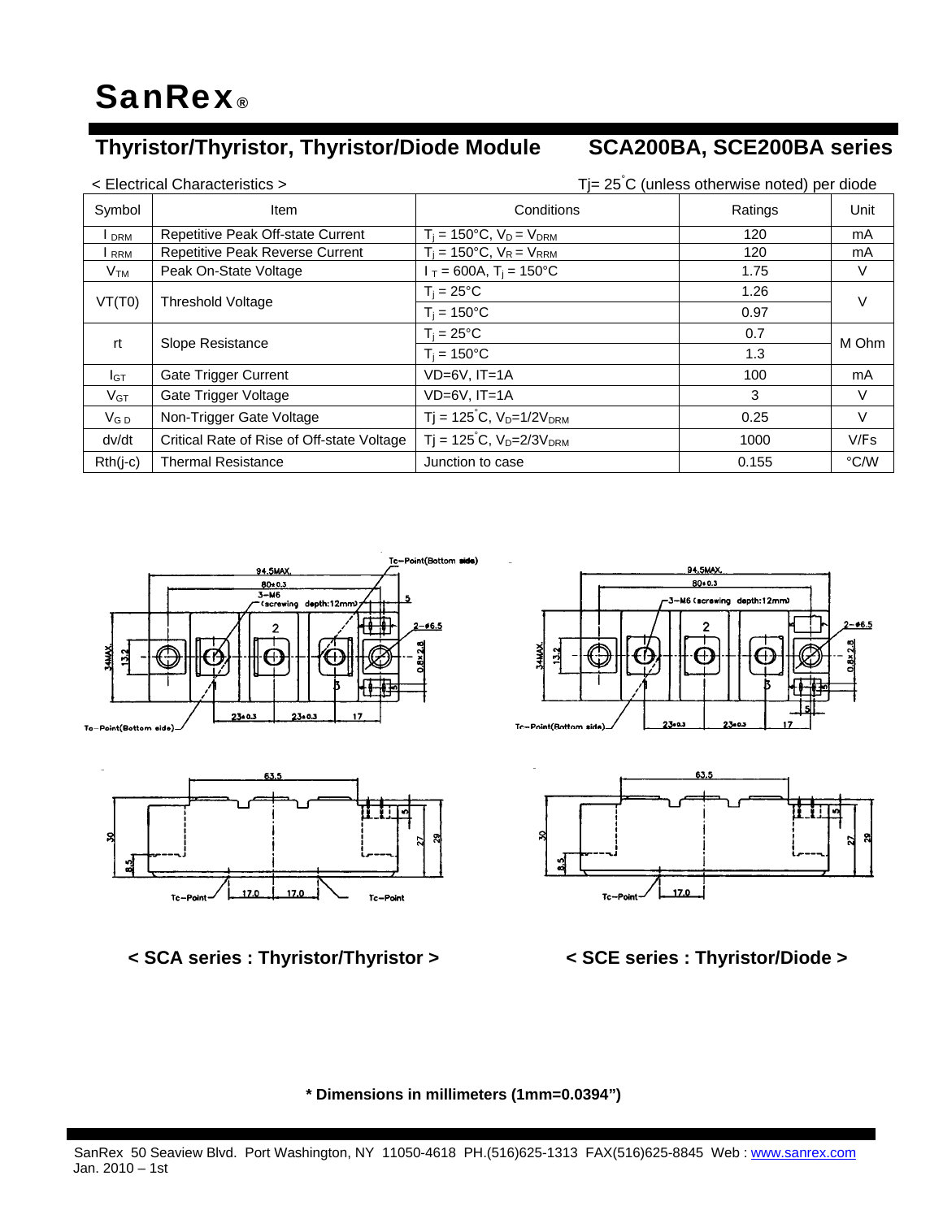# SanRex®

## Thyristor/Thyristor, Thyristor/Diode Module SCA200BA, SCE200BA series

< Electrical Characteristics > Tj= 25°C (unless otherwise noted) per diode

| Symbol | Item | Conditions | Ratings | Unit |
|---|---|---|---|---|
| $I_{DRM}$ | Repetitive Peak Off-state Current | $T_j$ = 150°C, $V_D = V_{DRM}$ | 120 | mA |
| $I_{RRM}$ | Repetitive Peak Reverse Current | $T_j$ = 150°C, $V_R = V_{RRM}$ | 120 | mA |
| $V_{TM}$ | Peak On-State Voltage | $I_T$ = 600A, $T_j$ = 150°C | 1.75 | V |
| VT(T0) | Threshold Voltage | $T_j$ = 25°C | 1.26 | V |
| | | $T_j$ = 150°C | 0.97 | |
| rt | Slope Resistance | $T_j$ = 25°C | 0.7 | M Ohm |
| | | $T_j$ = 150°C | 1.3 | |
| $I_{GT}$ | Gate Trigger Current | VD=6V, IT=1A | 100 | mA |
| $V_{GT}$ | Gate Trigger Voltage | VD=6V, IT=1A | 3 | V |
| $V_{GD}$ | Non-Trigger Gate Voltage | Tj = 125°C, $V_D$=1/2$V_{DRM}$ | 0.25 | V |
| dv/dt | Critical Rate of Rise of Off-state Voltage | Tj = 125°C, $V_D$=2/3$V_{DRM}$ | 1000 | V/Fs |
| Rth(j-c) | Thermal Resistance | Junction to case | 0.155 | °C/W |

< SCA series : Thyristor/Thyristor >

< SCE series : Thyristor/Diode >

**\* Dimensions in millimeters (1mm=0.0394")**

SanRex 50 Seaview Blvd. Port Washington, NY 11050-4618 PH.(516)625-1313 FAX(516)625-8845 Web : www.sanrex.com
Jan. 2010 – 1st